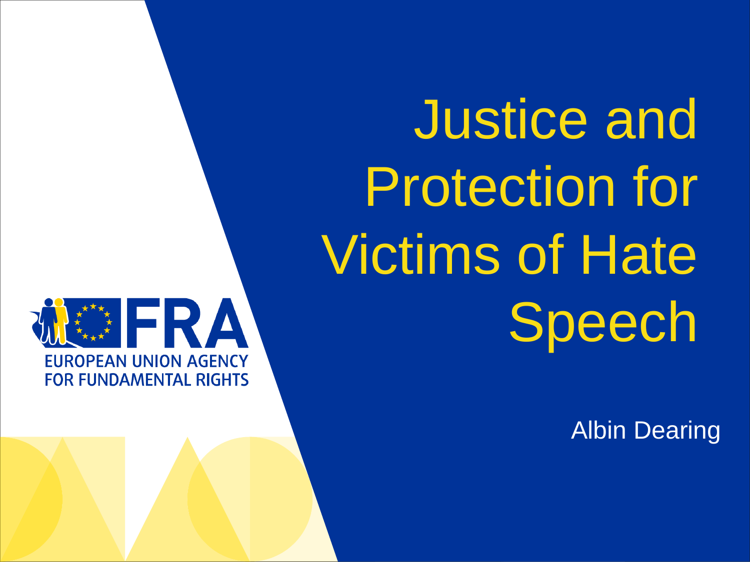# Justice and Protection for Victims of Hate Speech

EUROPEAN UNION AGENCY FOR FUNDAMENTAL RIGHTS

Albin Dearing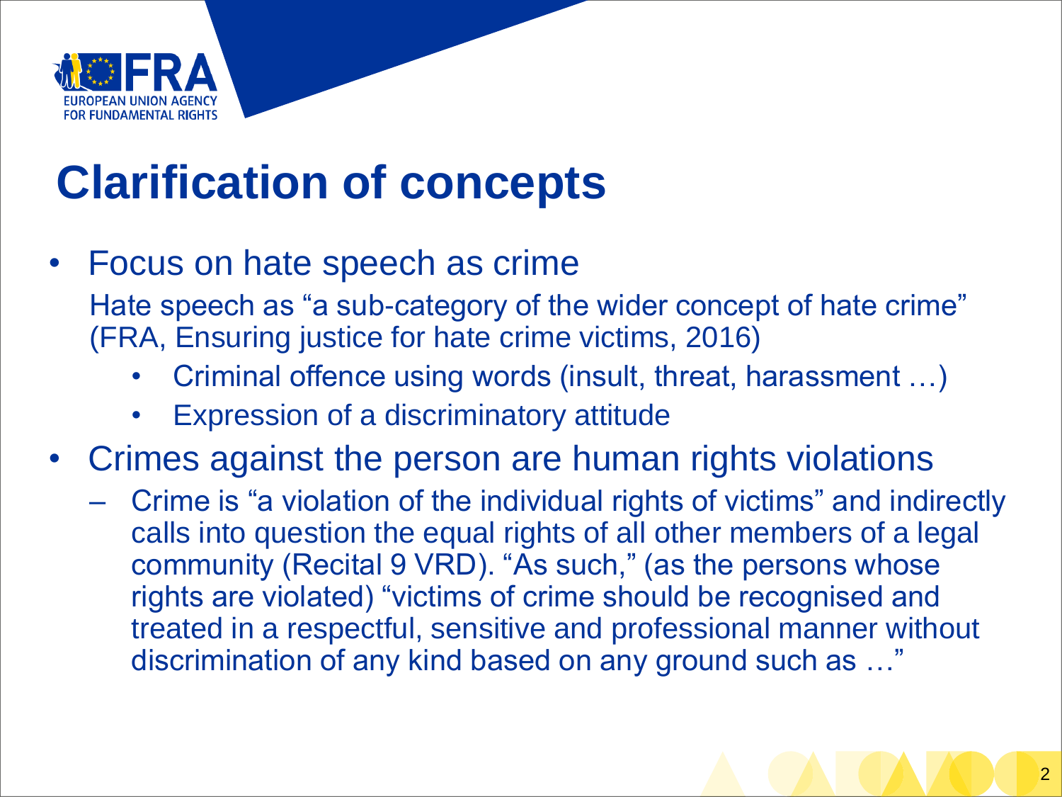# Clarification of concepts

- Focus on hate speech as crime

  Hate speech as "a sub-category of the wider concept of hate crime" (FRA, Ensuring justice for hate crime victims, 2016)

  - Criminal offence using words (insult, threat, harassment …)
  - Expression of a discriminatory attitude

- Crimes against the person are human rights violations
  - Crime is "a violation of the individual rights of victims" and indirectly calls into question the equal rights of all other members of a legal community (Recital 9 VRD). "As such," (as the persons whose rights are violated) "victims of crime should be recognised and treated in a respectful, sensitive and professional manner without discrimination of any kind based on any ground such as …"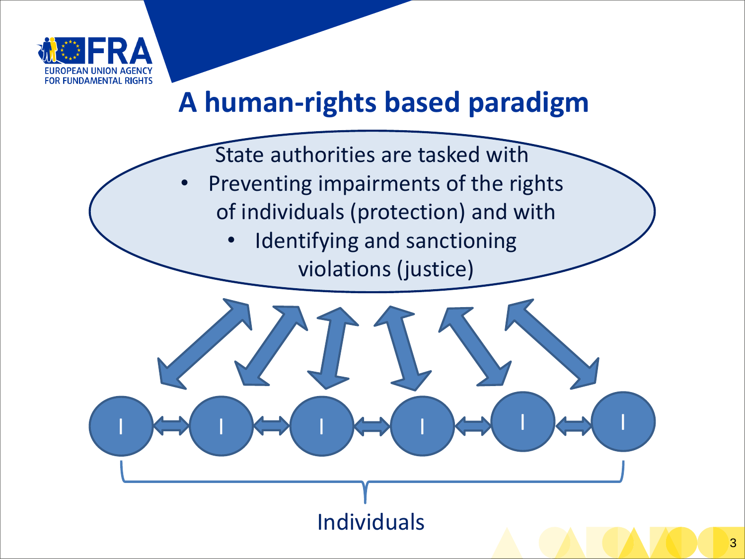# A human-rights based paradigm

State authorities are tasked with

- Preventing impairments of the rights of individuals (protection) and with
- Identifying and sanctioning violations (justice)

I I I I I I

Individuals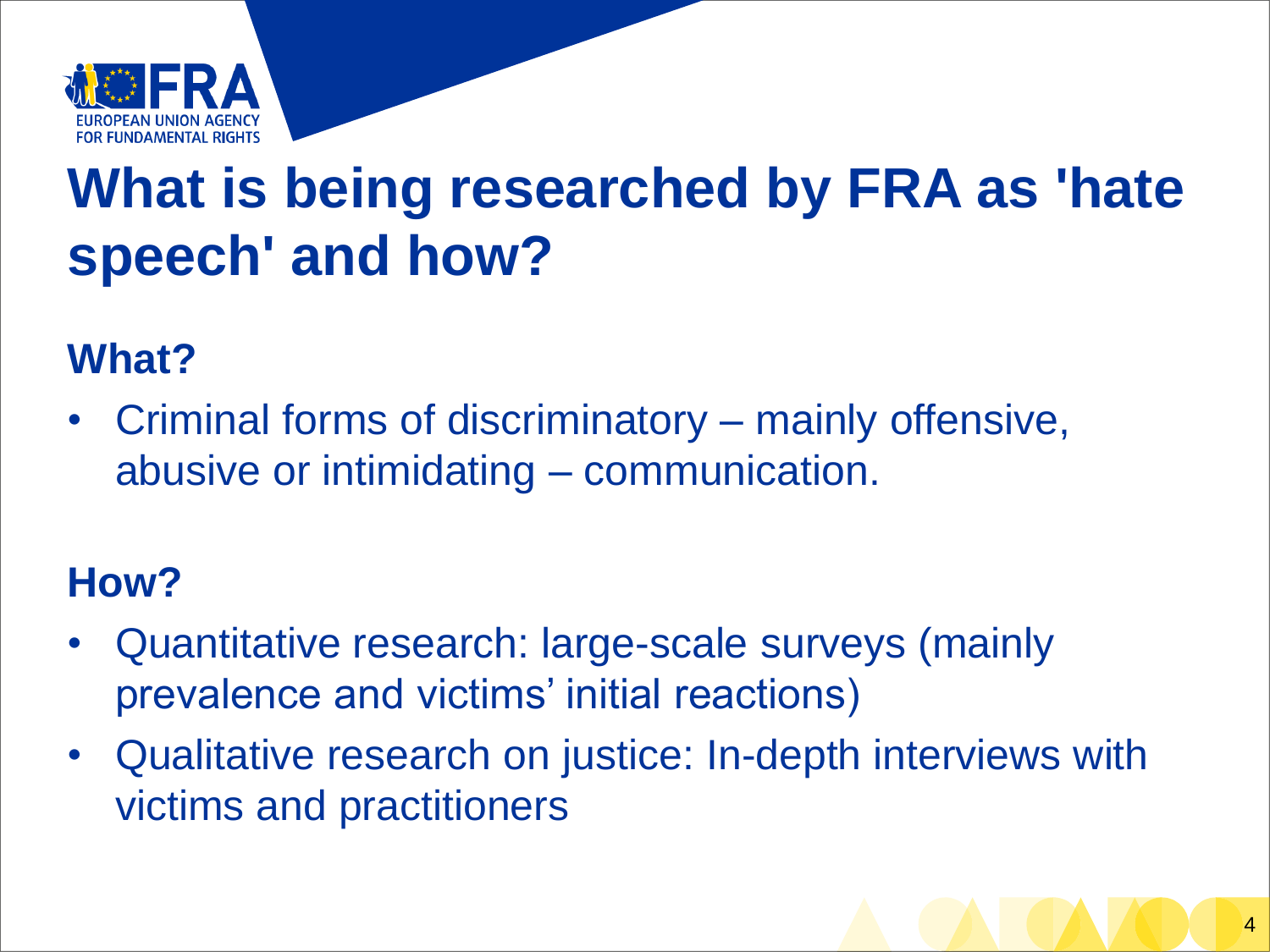# What is being researched by FRA as 'hate speech' and how?

## What?

- Criminal forms of discriminatory – mainly offensive, abusive or intimidating – communication.

## How?

- Quantitative research: large-scale surveys (mainly prevalence and victims' initial reactions)
- Qualitative research on justice: In-depth interviews with victims and practitioners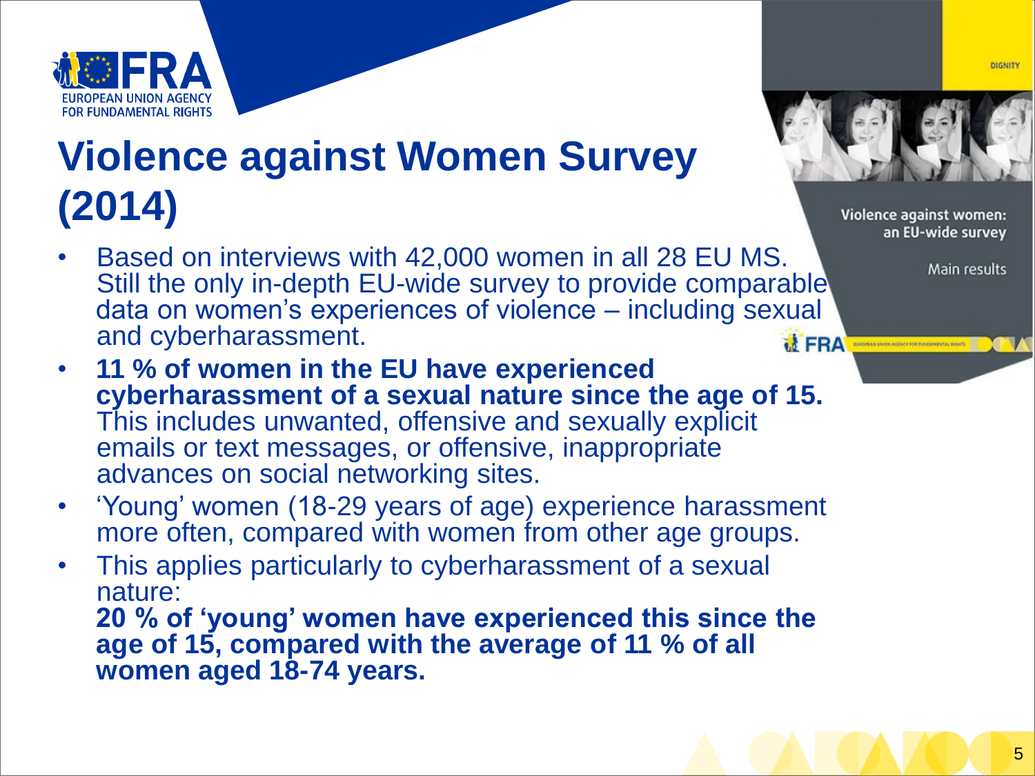# Violence against Women Survey (2014)

- Based on interviews with 42,000 women in all 28 EU MS. Still the only in-depth EU-wide survey to provide comparable data on women's experiences of violence – including sexual and cyberharassment.
- **11 % of women in the EU have experienced cyberharassment of a sexual nature since the age of 15.** This includes unwanted, offensive and sexually explicit emails or text messages, or offensive, inappropriate advances on social networking sites.
- 'Young' women (18-29 years of age) experience harassment more often, compared with women from other age groups.
- This applies particularly to cyberharassment of a sexual nature:
  **20 % of 'young' women have experienced this since the age of 15, compared with the average of 11 % of all women aged 18-74 years.**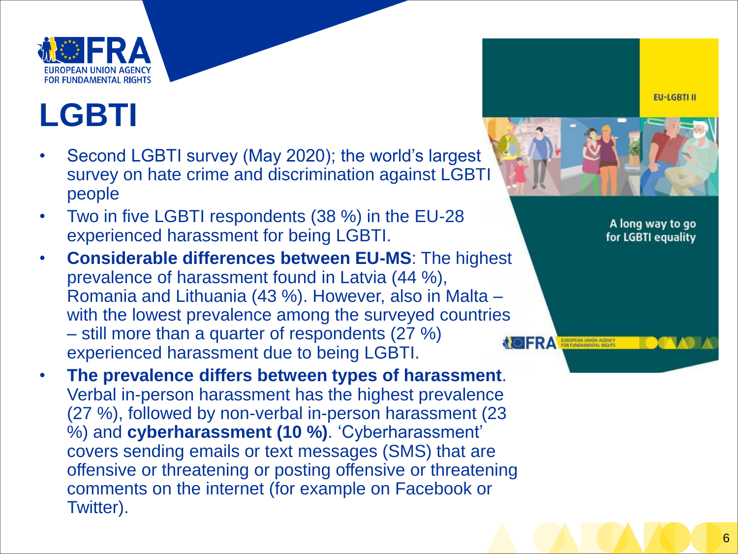# LGBTI

- Second LGBTI survey (May 2020); the world's largest survey on hate crime and discrimination against LGBTI people
- Two in five LGBTI respondents (38 %) in the EU-28 experienced harassment for being LGBTI.
- **Considerable differences between EU-MS**: The highest prevalence of harassment found in Latvia (44 %), Romania and Lithuania (43 %). However, also in Malta – with the lowest prevalence among the surveyed countries – still more than a quarter of respondents (27 %) experienced harassment due to being LGBTI.
- **The prevalence differs between types of harassment**. Verbal in-person harassment has the highest prevalence (27 %), followed by non-verbal in-person harassment (23 %) and **cyberharassment (10 %)**. 'Cyberharassment' covers sending emails or text messages (SMS) that are offensive or threatening or posting offensive or threatening comments on the internet (for example on Facebook or Twitter).

EU-LGBTI II

A long way to go for LGBTI equality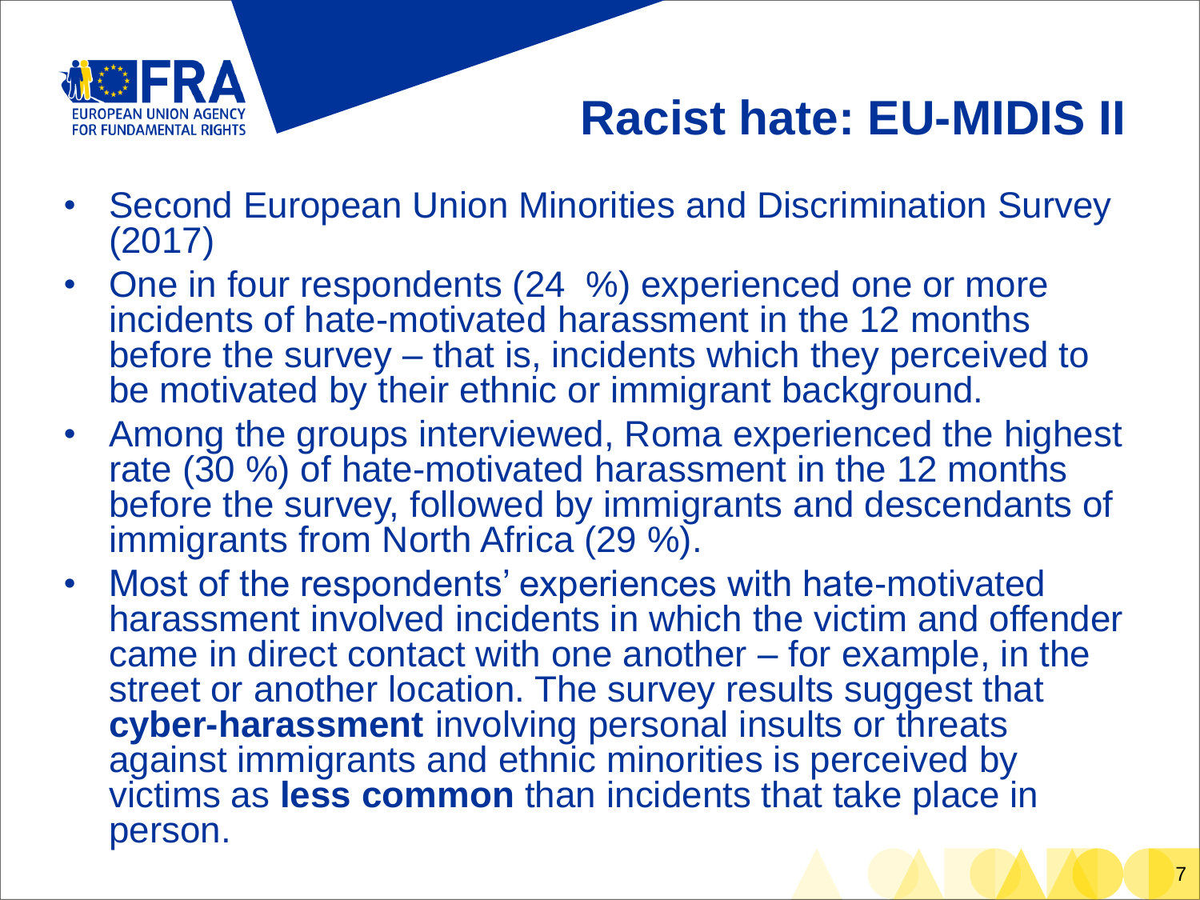# Racist hate: EU-MIDIS II

- Second European Union Minorities and Discrimination Survey (2017)
- One in four respondents (24 %) experienced one or more incidents of hate-motivated harassment in the 12 months before the survey – that is, incidents which they perceived to be motivated by their ethnic or immigrant background.
- Among the groups interviewed, Roma experienced the highest rate (30 %) of hate-motivated harassment in the 12 months before the survey, followed by immigrants and descendants of immigrants from North Africa (29 %).
- Most of the respondents' experiences with hate-motivated harassment involved incidents in which the victim and offender came in direct contact with one another – for example, in the street or another location. The survey results suggest that **cyber-harassment** involving personal insults or threats against immigrants and ethnic minorities is perceived by victims as **less common** than incidents that take place in person.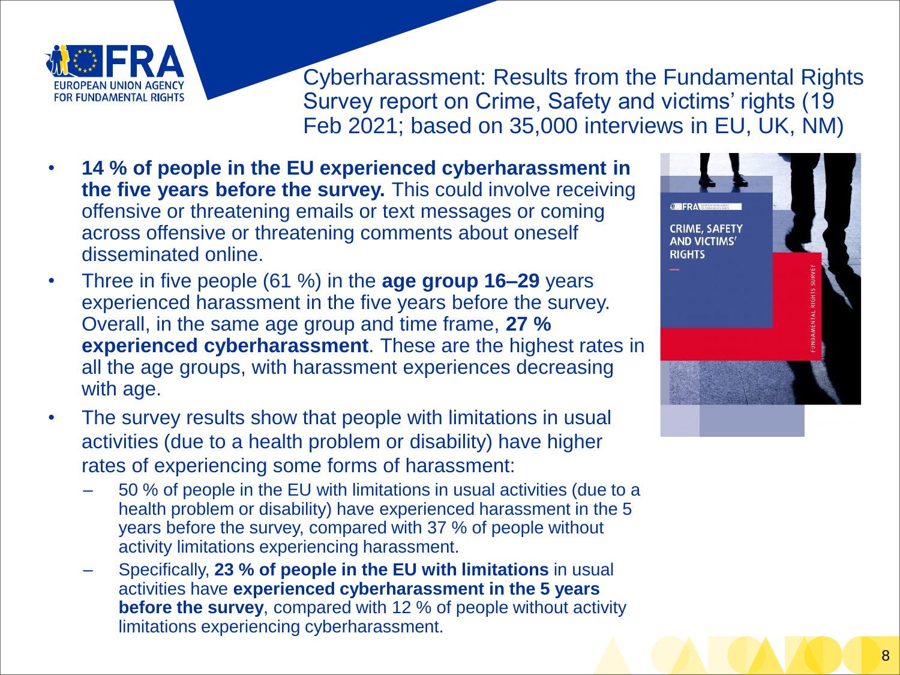# Cyberharassment: Results from the Fundamental Rights Survey report on Crime, Safety and victims' rights (19 Feb 2021; based on 35,000 interviews in EU, UK, NM)

- **14 % of people in the EU experienced cyberharassment in the five years before the survey.** This could involve receiving offensive or threatening emails or text messages or coming across offensive or threatening comments about oneself disseminated online.
- Three in five people (61 %) in the **age group 16–29** years experienced harassment in the five years before the survey. Overall, in the same age group and time frame, **27 % experienced cyberharassment**. These are the highest rates in all the age groups, with harassment experiences decreasing with age.
- The survey results show that people with limitations in usual activities (due to a health problem or disability) have higher rates of experiencing some forms of harassment:
  - 50 % of people in the EU with limitations in usual activities (due to a health problem or disability) have experienced harassment in the 5 years before the survey, compared with 37 % of people without activity limitations experiencing harassment.
  - Specifically, **23 % of people in the EU with limitations** in usual activities have **experienced cyberharassment in the 5 years before the survey**, compared with 12 % of people without activity limitations experiencing cyberharassment.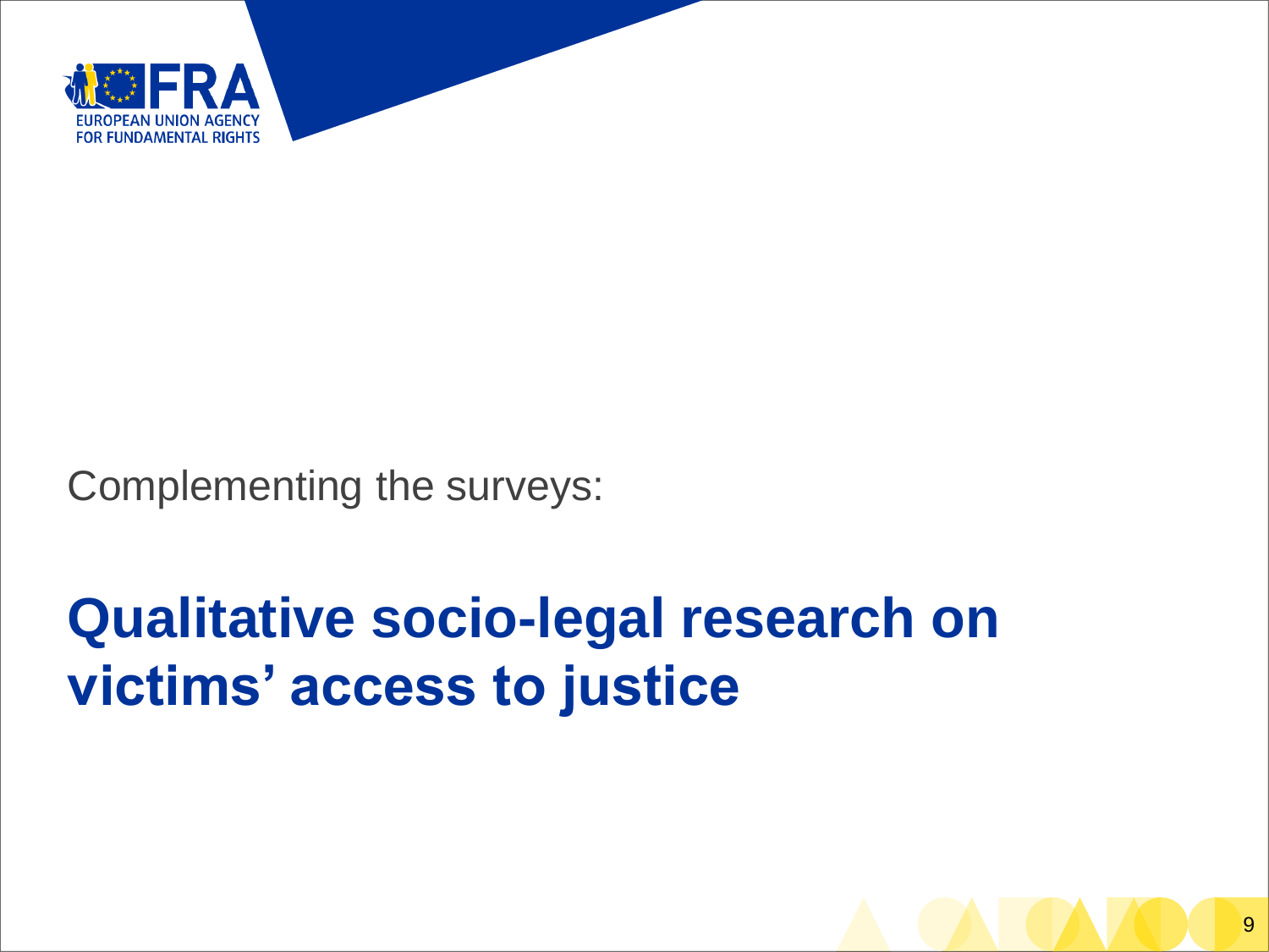Complementing the surveys:

# Qualitative socio-legal research on victims' access to justice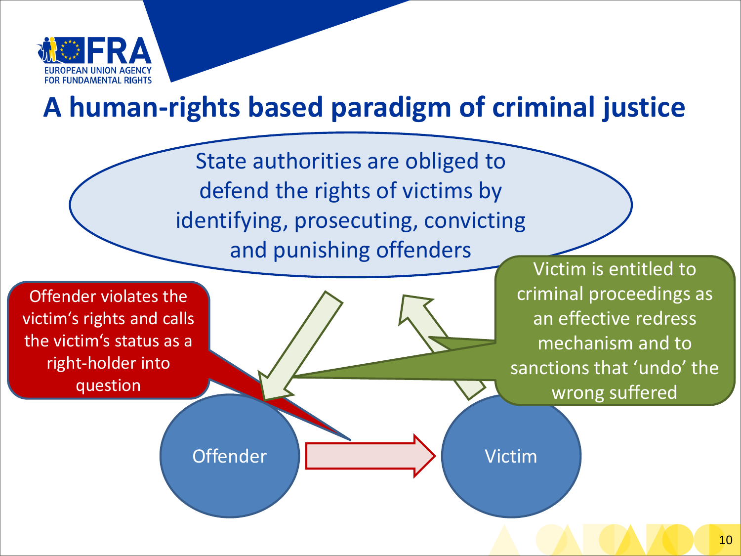# A human-rights based paradigm of criminal justice

State authorities are obliged to defend the rights of victims by identifying, prosecuting, convicting and punishing offenders

Offender violates the victim's rights and calls the victim's status as a right-holder into question

Victim is entitled to criminal proceedings as an effective redress mechanism and to sanctions that 'undo' the wrong suffered

Offender

Victim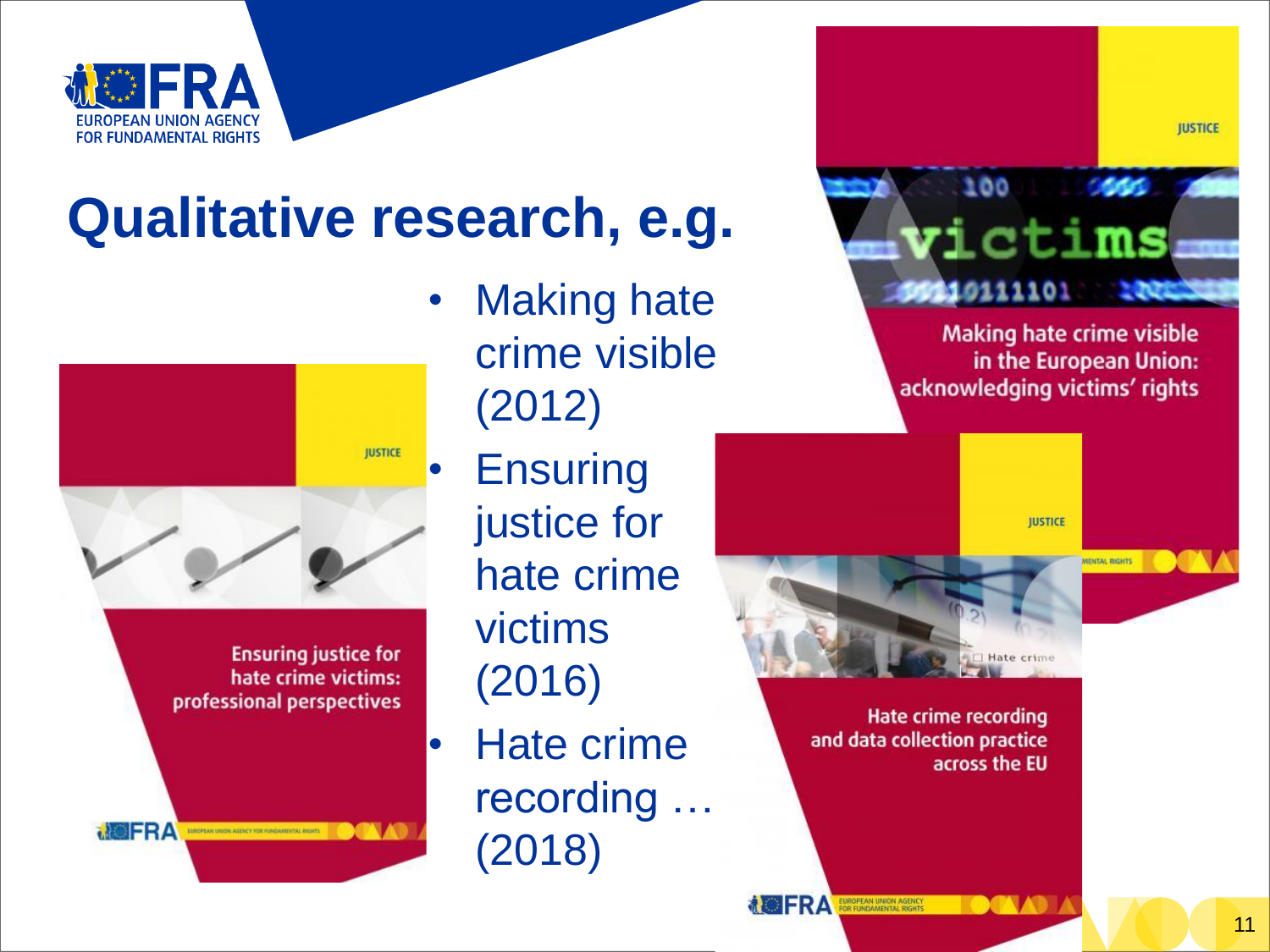# Qualitative research, e.g.

- Making hate crime visible (2012)
- Ensuring justice for hate crime victims (2016)
- Hate crime recording … (2018)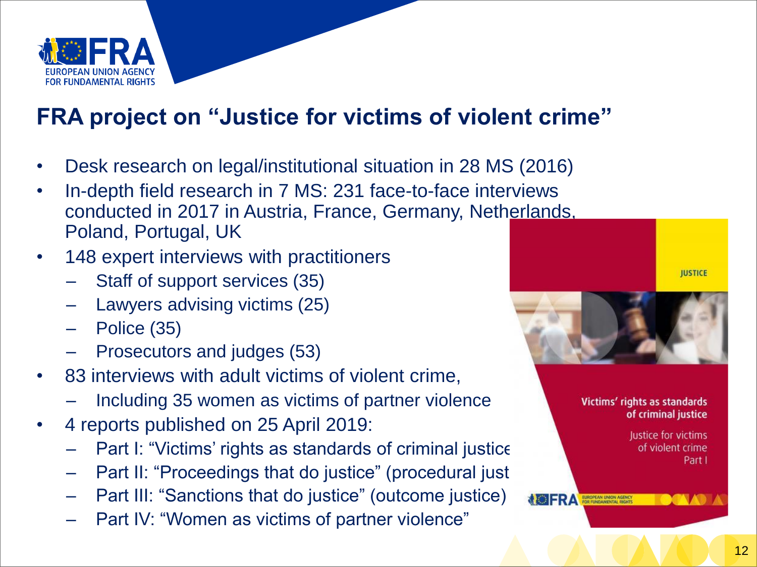# FRA project on "Justice for victims of violent crime"

- Desk research on legal/institutional situation in 28 MS (2016)
- In-depth field research in 7 MS: 231 face-to-face interviews conducted in 2017 in Austria, France, Germany, Netherlands, Poland, Portugal, UK
- 148 expert interviews with practitioners
  - Staff of support services (35)
  - Lawyers advising victims (25)
  - Police (35)
  - Prosecutors and judges (53)
- 83 interviews with adult victims of violent crime,
  - Including 35 women as victims of partner violence
- 4 reports published on 25 April 2019:
  - Part I: "Victims' rights as standards of criminal justice
  - Part II: "Proceedings that do justice" (procedural just
  - Part III: "Sanctions that do justice" (outcome justice)
  - Part IV: "Women as victims of partner violence"

JUSTICE

Victims' rights as standards of criminal justice

Justice for victims of violent crime Part I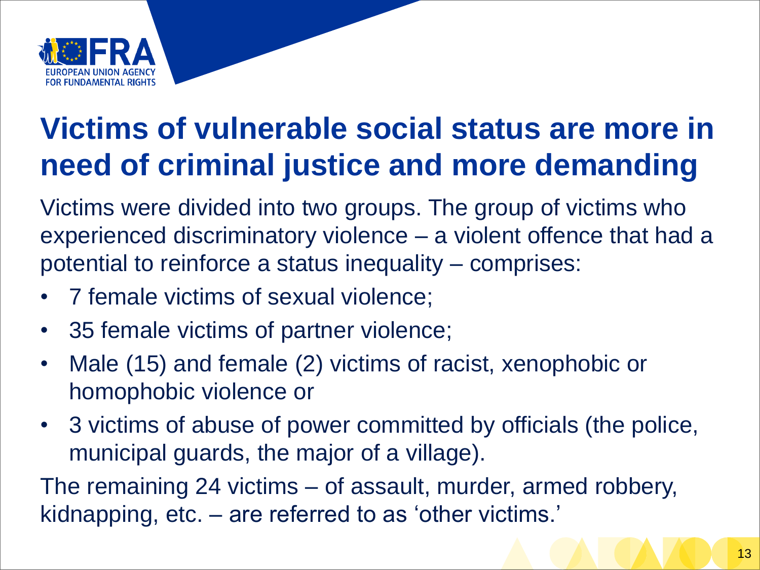# Victims of vulnerable social status are more in need of criminal justice and more demanding

Victims were divided into two groups. The group of victims who experienced discriminatory violence – a violent offence that had a potential to reinforce a status inequality – comprises:

- 7 female victims of sexual violence;
- 35 female victims of partner violence;
- Male (15) and female (2) victims of racist, xenophobic or homophobic violence or
- 3 victims of abuse of power committed by officials (the police, municipal guards, the major of a village).

The remaining 24 victims – of assault, murder, armed robbery, kidnapping, etc. – are referred to as 'other victims.'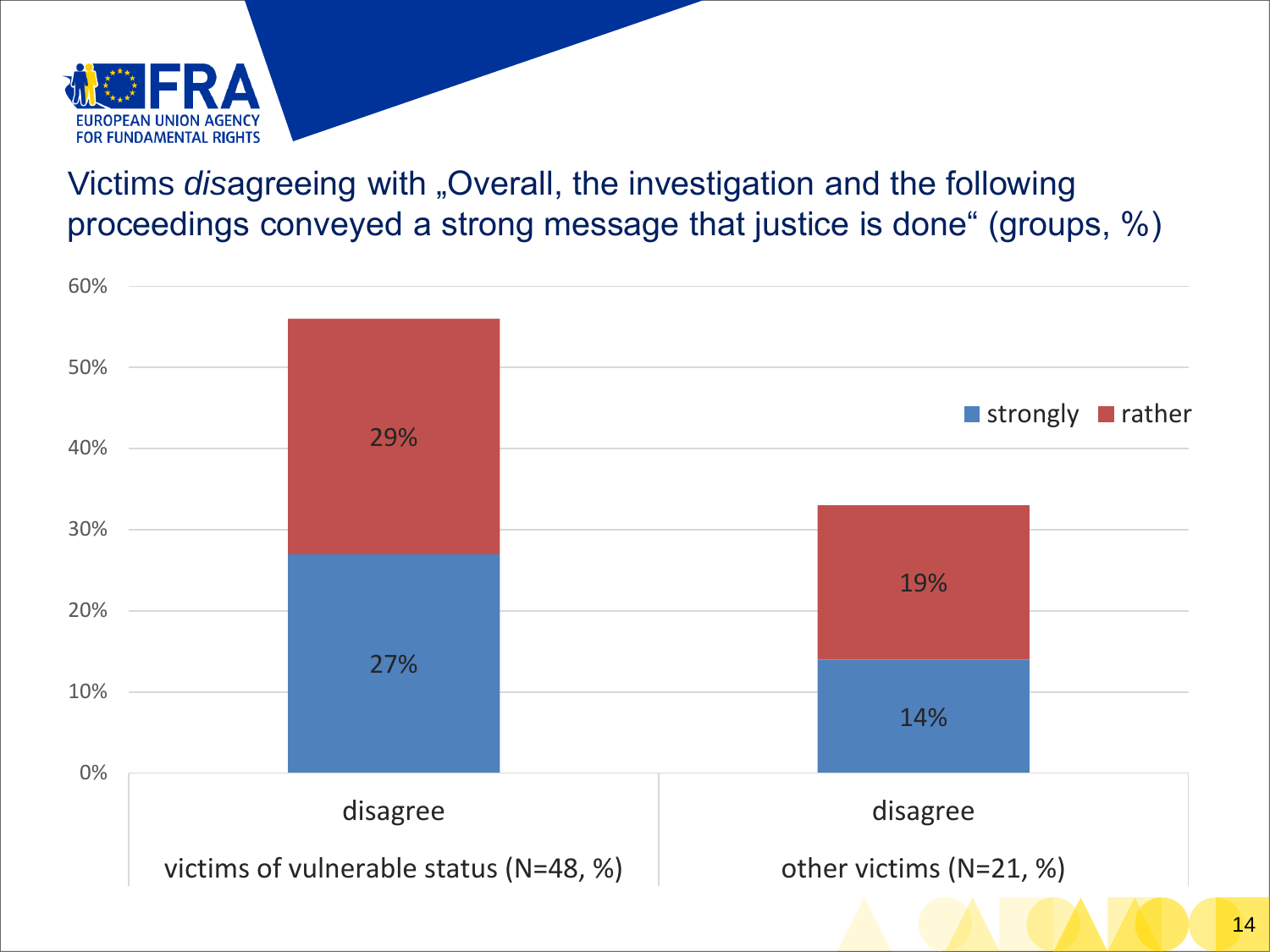## Victims *dis*agreeing with „Overall, the investigation and the following proceedings conveyed a strong message that justice is done“ (groups, %)

| | victims of vulnerable status (N=48, %) | other victims (N=21, %) |
| --- | --- | --- |
| | disagree | disagree |
| strongly | 27% | 14% |
| rather | 29% | 19% |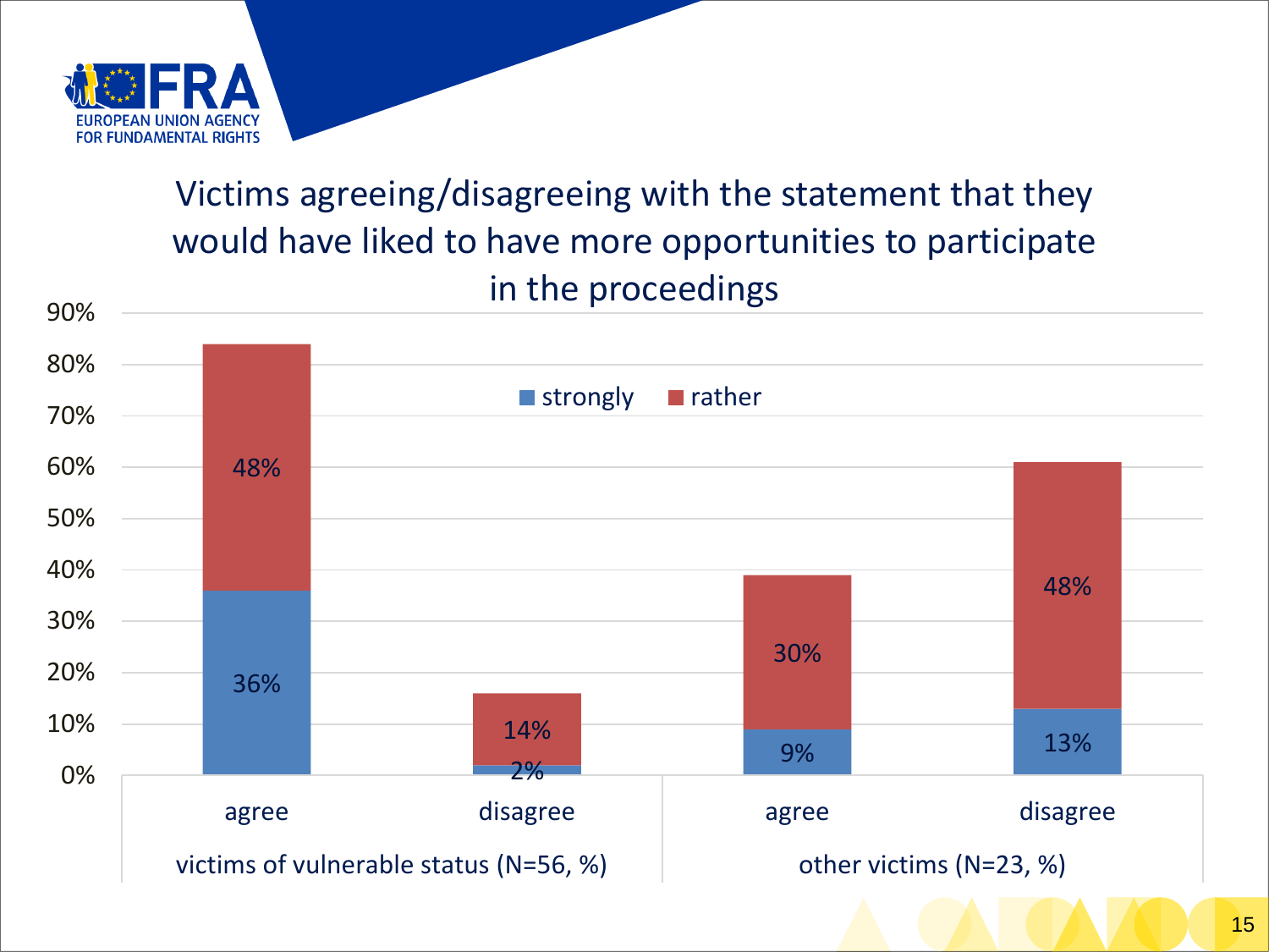# Victims agreeing/disagreeing with the statement that they would have liked to have more opportunities to participate in the proceedings

| | victims of vulnerable status (N=56, %) | | other victims (N=23, %) | |
|---|---|---|---|---|
| | agree | disagree | agree | disagree |
| strongly | 36% | 2% | 9% | 13% |
| rather | 48% | 14% | 30% | 48% |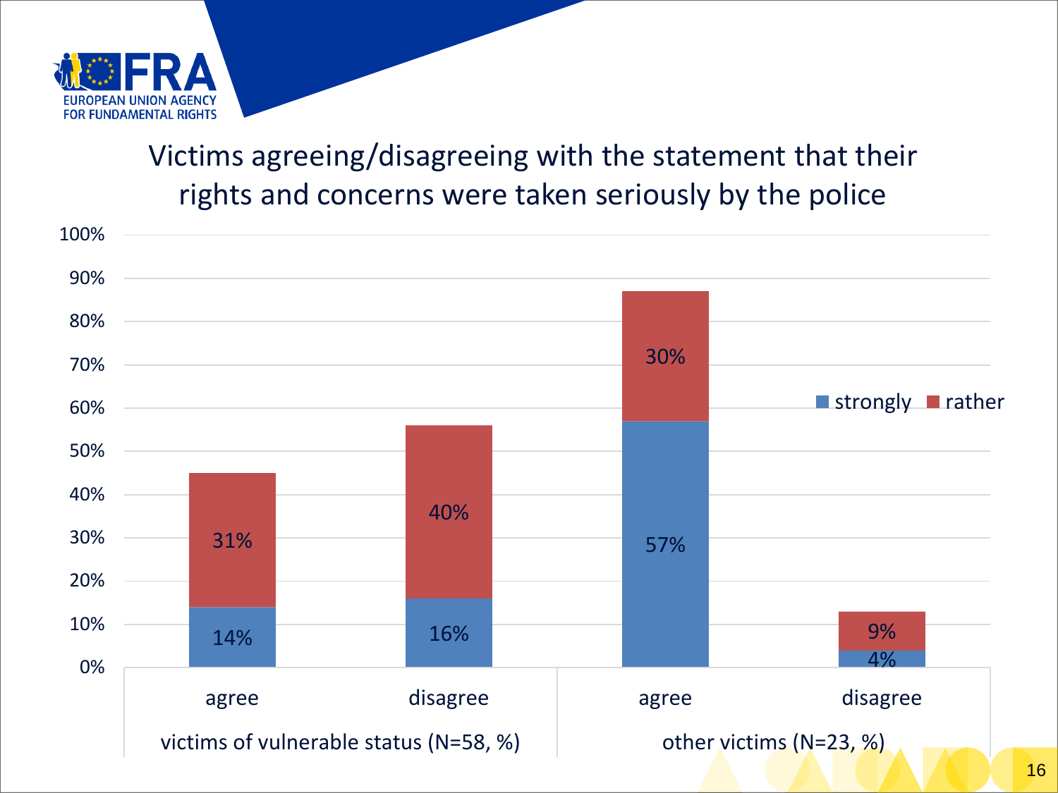## Victims agreeing/disagreeing with the statement that their rights and concerns were taken seriously by the police

| | victims of vulnerable status (N=58, %) | | other victims (N=23, %) | |
|---|---|---|---|---|
| | agree | disagree | agree | disagree |
| strongly | 14% | 16% | 57% | 4% |
| rather | 31% | 40% | 30% | 9% |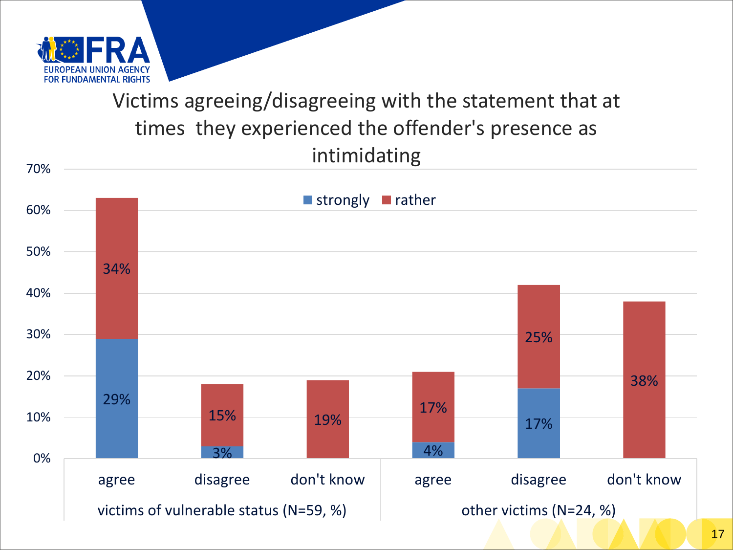## Victims agreeing/disagreeing with the statement that at times they experienced the offender's presence as intimidating

| | victims of vulnerable status (N=59, %) | | | other victims (N=24, %) | | |
|---|---|---|---|---|---|---|
| | agree | disagree | don't know | agree | disagree | don't know |
| strongly | 29% | 3% | | 4% | 17% | |
| rather | 34% | 15% | 19% | 17% | 25% | 38% |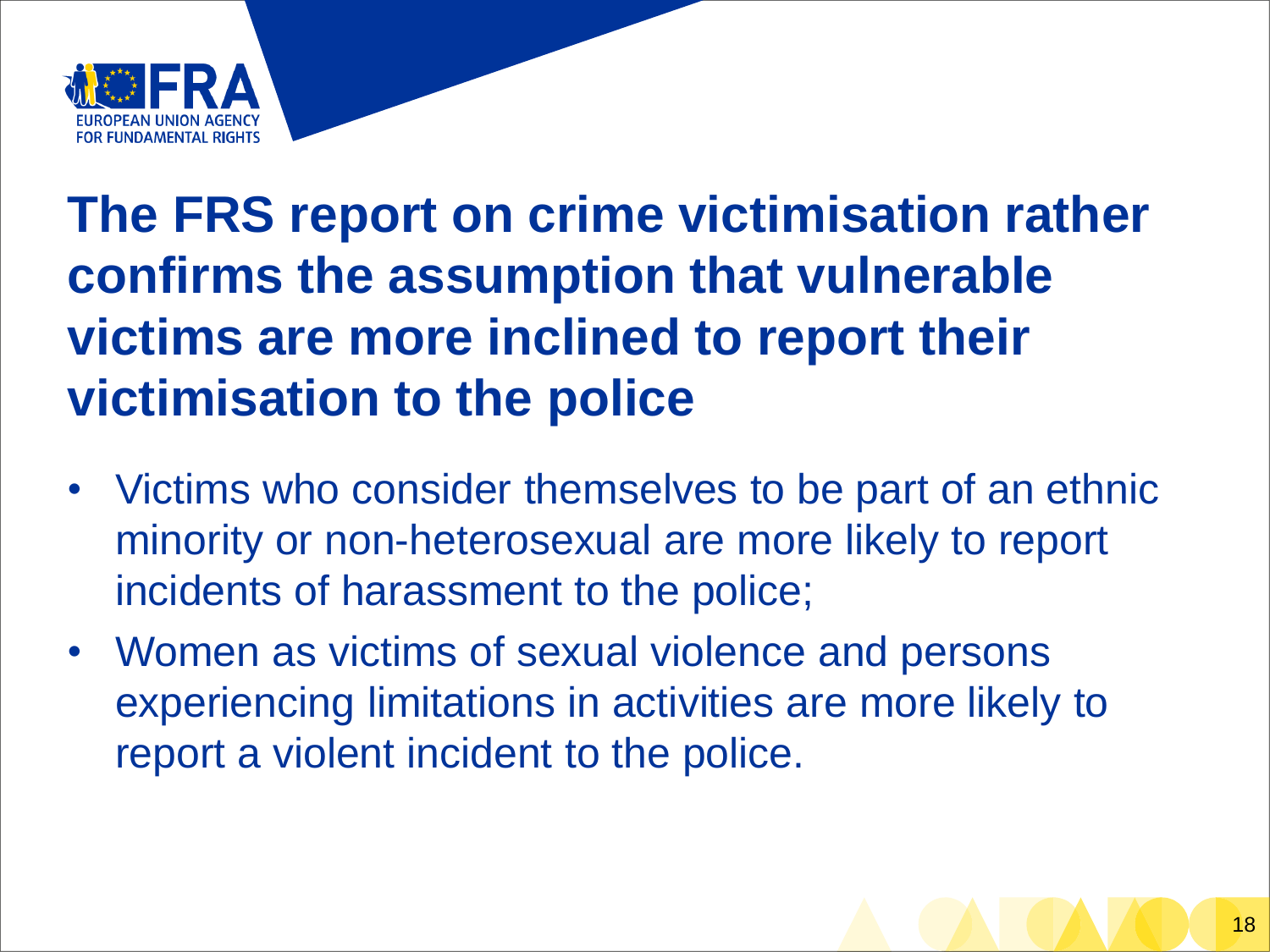# The FRS report on crime victimisation rather confirms the assumption that vulnerable victims are more inclined to report their victimisation to the police

- Victims who consider themselves to be part of an ethnic minority or non-heterosexual are more likely to report incidents of harassment to the police;
- Women as victims of sexual violence and persons experiencing limitations in activities are more likely to report a violent incident to the police.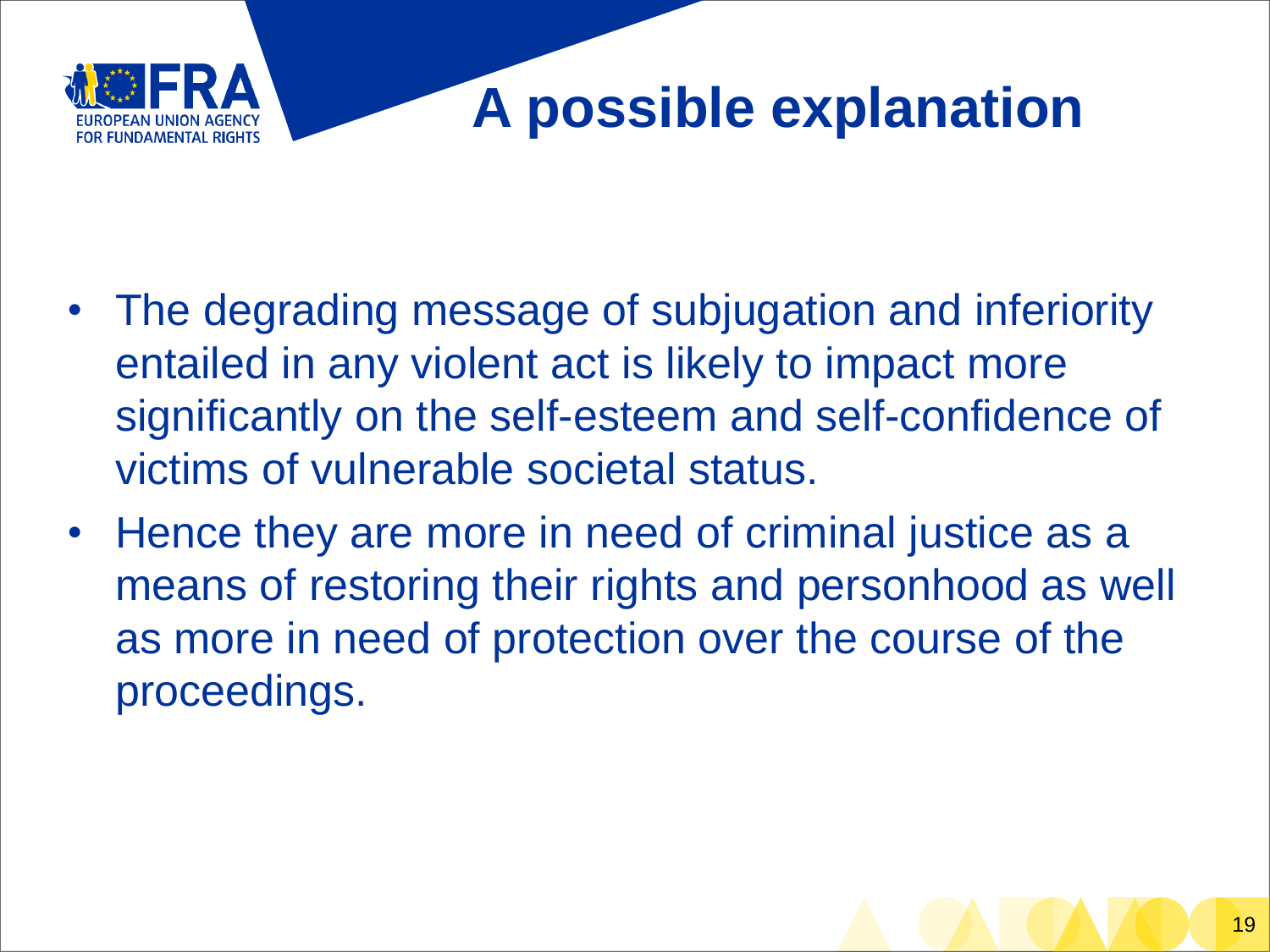# A possible explanation

- The degrading message of subjugation and inferiority entailed in any violent act is likely to impact more significantly on the self-esteem and self-confidence of victims of vulnerable societal status.
- Hence they are more in need of criminal justice as a means of restoring their rights and personhood as well as more in need of protection over the course of the proceedings.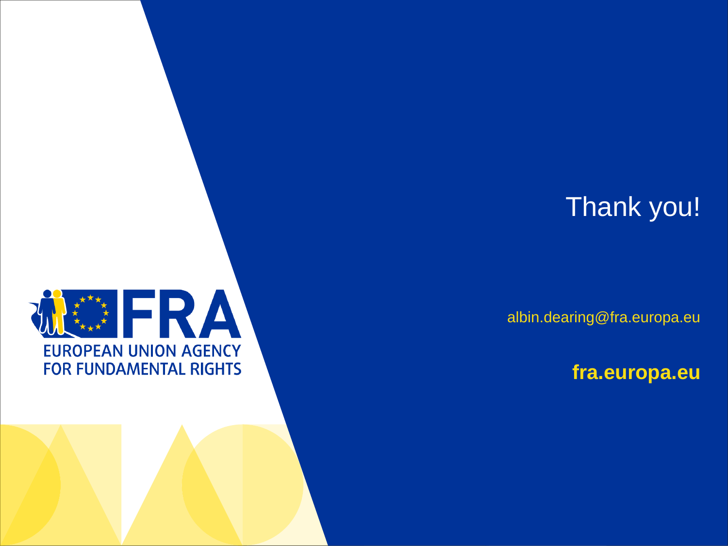EUROPEAN UNION AGENCY FOR FUNDAMENTAL RIGHTS

Thank you!

albin.dearing@fra.europa.eu

**fra.europa.eu**